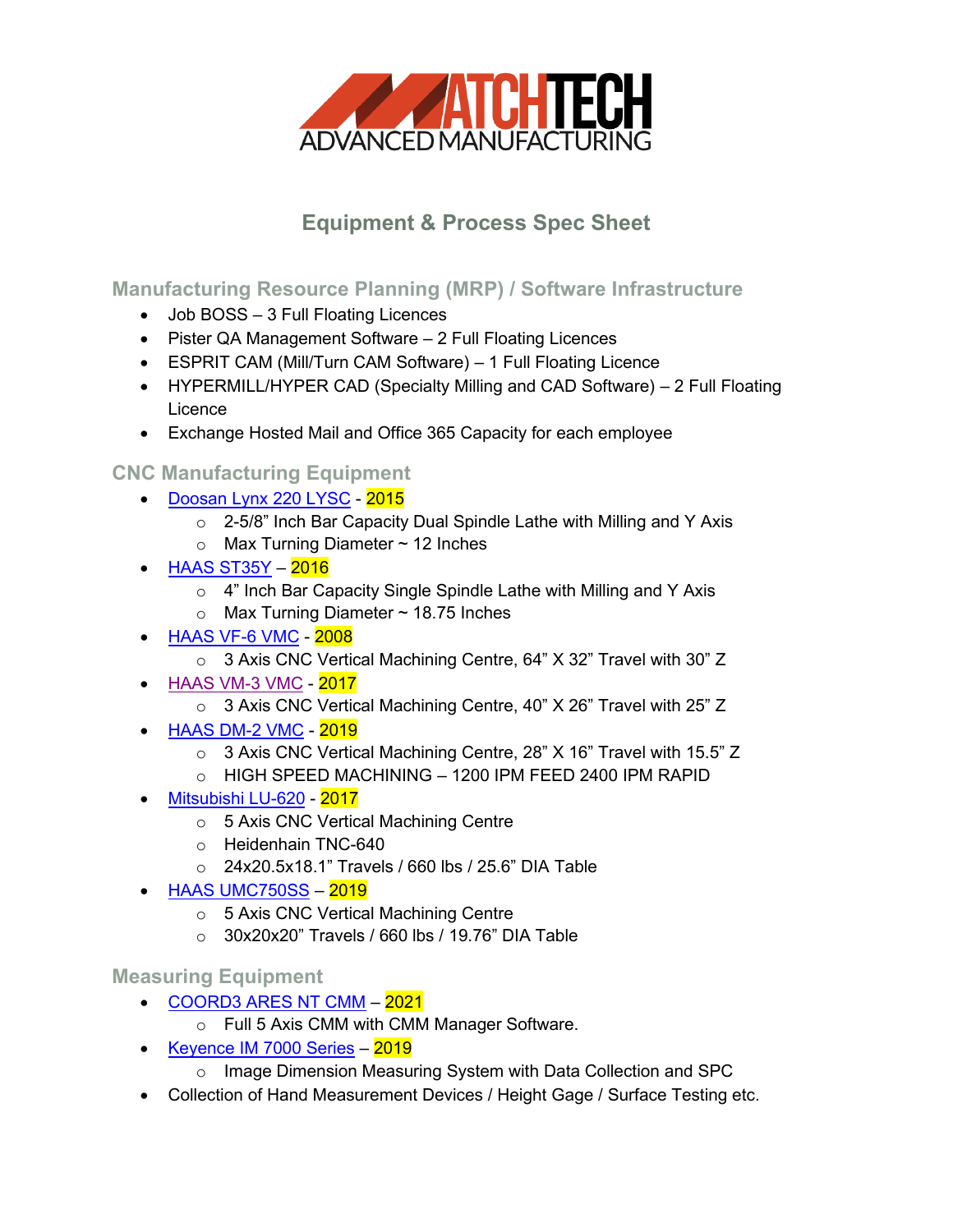# MATCHTECH ADVANCED MANUFACTURING

## Equipment & Process Spec Sheet

### Manufacturing Resource Planning (MRP) / Software Infrastructure

- Job BOSS – 3 Full Floating Licences
- Pister QA Management Software – 2 Full Floating Licences
- ESPRIT CAM (Mill/Turn CAM Software) – 1 Full Floating Licence
- HYPERMILL/HYPER CAD (Specialty Milling and CAD Software) – 2 Full Floating Licence
- Exchange Hosted Mail and Office 365 Capacity for each employee

### CNC Manufacturing Equipment

- Doosan Lynx 220 LYSC - 2015
  - 2-5/8" Inch Bar Capacity Dual Spindle Lathe with Milling and Y Axis
  - Max Turning Diameter ~ 12 Inches
- HAAS ST35Y – 2016
  - 4" Inch Bar Capacity Single Spindle Lathe with Milling and Y Axis
  - Max Turning Diameter ~ 18.75 Inches
- HAAS VF-6 VMC - 2008
  - 3 Axis CNC Vertical Machining Centre, 64" X 32" Travel with 30" Z
- HAAS VM-3 VMC - 2017
  - 3 Axis CNC Vertical Machining Centre, 40" X 26" Travel with 25" Z
- HAAS DM-2 VMC - 2019
  - 3 Axis CNC Vertical Machining Centre, 28" X 16" Travel with 15.5" Z
  - HIGH SPEED MACHINING – 1200 IPM FEED 2400 IPM RAPID
- Mitsubishi LU-620 - 2017
  - 5 Axis CNC Vertical Machining Centre
  - Heidenhain TNC-640
  - 24x20.5x18.1" Travels / 660 lbs / 25.6" DIA Table
- HAAS UMC750SS – 2019
  - 5 Axis CNC Vertical Machining Centre
  - 30x20x20" Travels / 660 lbs / 19.76" DIA Table

### Measuring Equipment

- COORD3 ARES NT CMM – 2021
  - Full 5 Axis CMM with CMM Manager Software.
- Keyence IM 7000 Series – 2019
  - Image Dimension Measuring System with Data Collection and SPC
- Collection of Hand Measurement Devices / Height Gage / Surface Testing etc.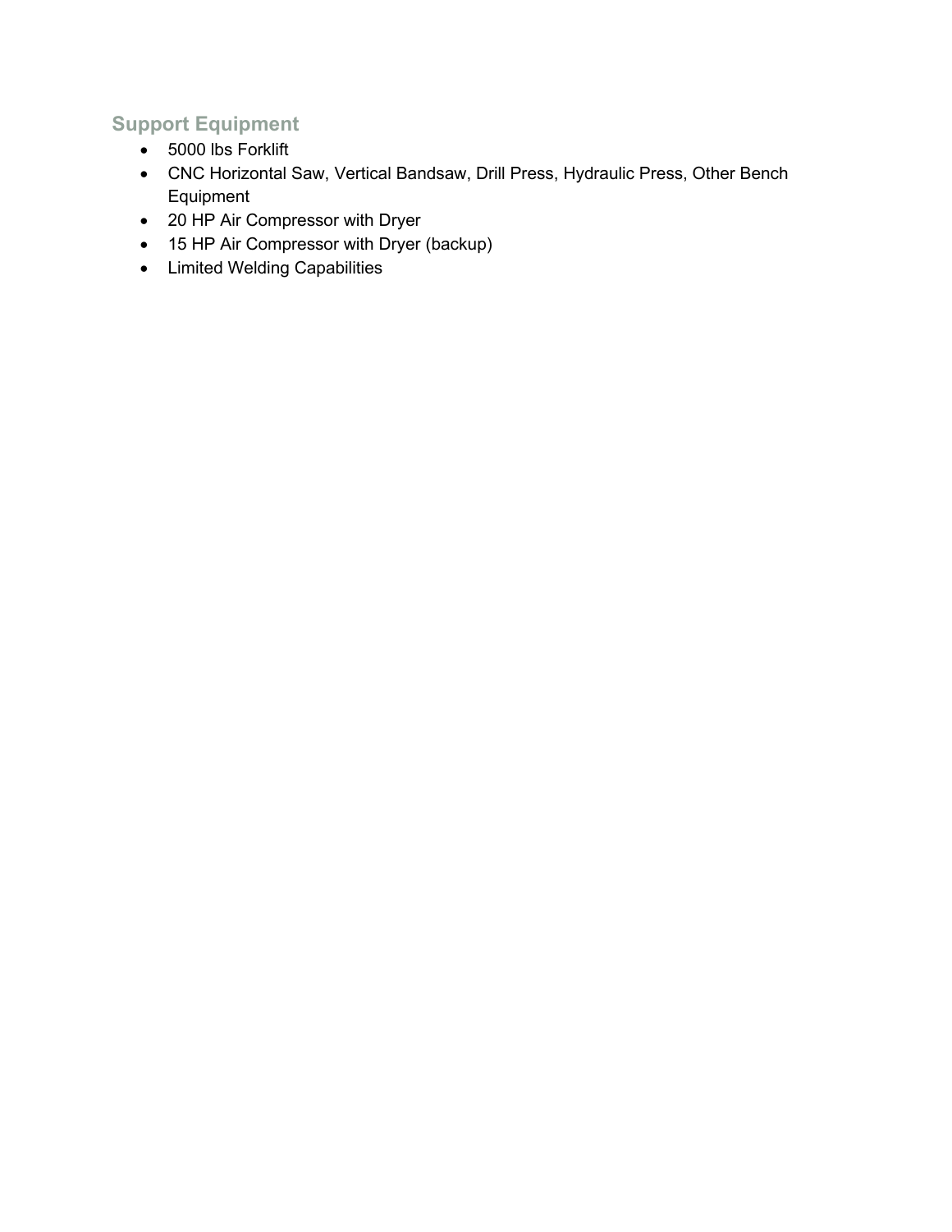## Support Equipment

- 5000 lbs Forklift
- CNC Horizontal Saw, Vertical Bandsaw, Drill Press, Hydraulic Press, Other Bench Equipment
- 20 HP Air Compressor with Dryer
- 15 HP Air Compressor with Dryer (backup)
- Limited Welding Capabilities